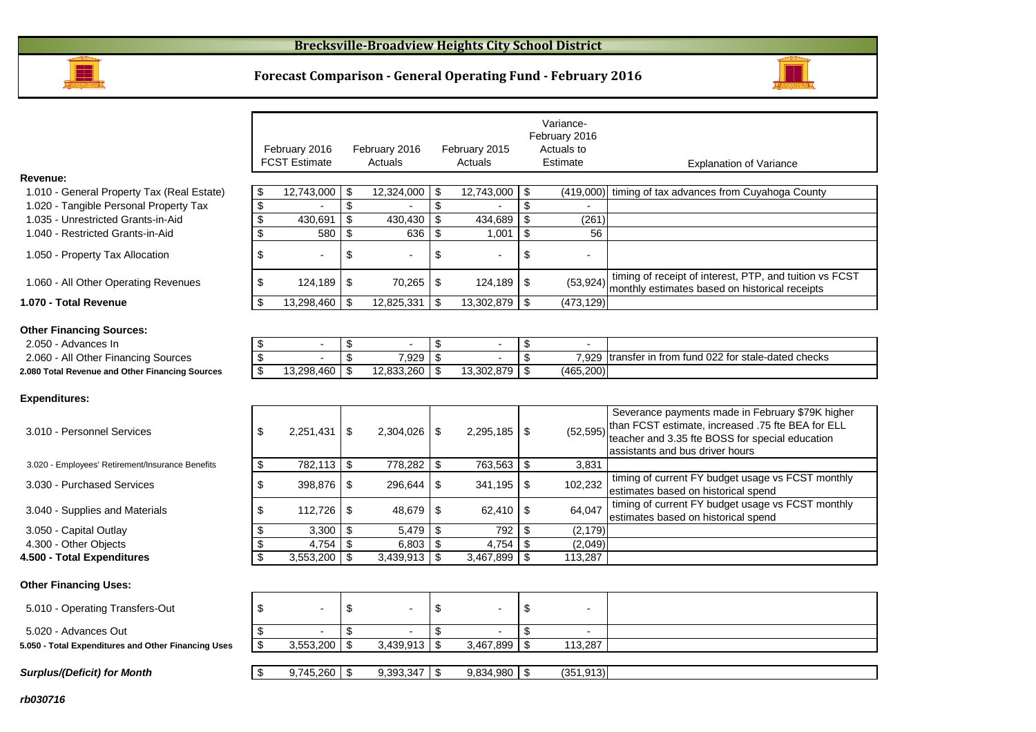# Brecksville-Broadview Heights City School District

## Forecast Comparison - General Operating Fund - February 2016

| | February 2016 FCST Estimate | February 2016 Actuals | February 2015 Actuals | Variance-February 2016 Actuals to Estimate | Explanation of Variance |
|---|---|---|---|---|---|
| **Revenue:** | | | | | |
| 1.010 - General Property Tax (Real Estate) | $ 12,743,000 | $ 12,324,000 | $ 12,743,000 | $ (419,000) | timing of tax advances from Cuyahoga County |
| 1.020 - Tangible Personal Property Tax | $ - | $ - | $ - | $ - | |
| 1.035 - Unrestricted Grants-in-Aid | $ 430,691 | $ 430,430 | $ 434,689 | $ (261) | |
| 1.040 - Restricted Grants-in-Aid | $ 580 | $ 636 | $ 1,001 | $ 56 | |
| 1.050 - Property Tax Allocation | $ - | $ - | $ - | $ - | |
| 1.060 - All Other Operating Revenues | $ 124,189 | $ 70,265 | $ 124,189 | $ (53,924) | timing of receipt of interest, PTP, and tuition vs FCST monthly estimates based on historical receipts |
| **1.070 - Total Revenue** | $ 13,298,460 | $ 12,825,331 | $ 13,302,879 | $ (473,129) | |
| **Other Financing Sources:** | | | | | |
| 2.050 - Advances In | $ - | $ - | $ - | $ - | |
| 2.060 - All Other Financing Sources | $ - | $ 7,929 | $ - | $ 7,929 | transfer in from fund 022 for stale-dated checks |
| **2.080 Total Revenue and Other Financing Sources** | $ 13,298,460 | $ 12,833,260 | $ 13,302,879 | $ (465,200) | |
| **Expenditures:** | | | | | |
| 3.010 - Personnel Services | $ 2,251,431 | $ 2,304,026 | $ 2,295,185 | $ (52,595) | Severance payments made in February $79K higher than FCST estimate, increased .75 fte BEA for ELL teacher and 3.35 fte BOSS for special education assistants and bus driver hours |
| 3.020 - Employees' Retirement/Insurance Benefits | $ 782,113 | $ 778,282 | $ 763,563 | $ 3,831 | |
| 3.030 - Purchased Services | $ 398,876 | $ 296,644 | $ 341,195 | $ 102,232 | timing of current FY budget usage vs FCST monthly estimates based on historical spend |
| 3.040 - Supplies and Materials | $ 112,726 | $ 48,679 | $ 62,410 | $ 64,047 | timing of current FY budget usage vs FCST monthly estimates based on historical spend |
| 3.050 - Capital Outlay | $ 3,300 | $ 5,479 | $ 792 | $ (2,179) | |
| 4.300 - Other Objects | $ 4,754 | $ 6,803 | $ 4,754 | $ (2,049) | |
| **4.500 - Total Expenditures** | $ 3,553,200 | $ 3,439,913 | $ 3,467,899 | $ 113,287 | |
| **Other Financing Uses:** | | | | | |
| 5.010 - Operating Transfers-Out | $ - | $ - | $ - | $ - | |
| 5.020 - Advances Out | $ - | $ - | $ - | $ - | |
| **5.050 - Total Expenditures and Other Financing Uses** | $ 3,553,200 | $ 3,439,913 | $ 3,467,899 | $ 113,287 | |
| ***Surplus/(Deficit) for Month*** | $ 9,745,260 | $ 9,393,347 | $ 9,834,980 | $ (351,913) | |

***rb030716***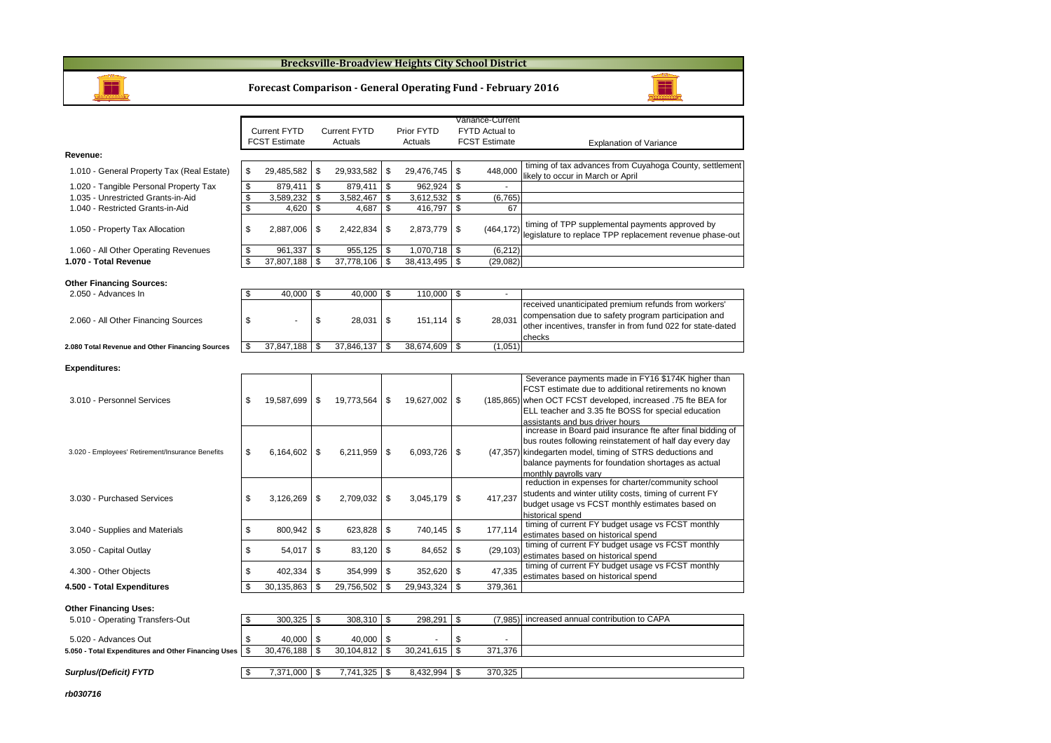# Brecksville-Broadview Heights City School District

## Forecast Comparison - General Operating Fund - February 2016

| | Current FYTD FCST Estimate | Current FYTD Actuals | Prior FYTD Actuals | Variance-Current FYTD Actual to FCST Estimate | Explanation of Variance |
|---|---|---|---|---|---|
| **Revenue:** | | | | | |
| 1.010 - General Property Tax (Real Estate) | $ 29,485,582 | $ 29,933,582 | $ 29,476,745 | $ 448,000 | timing of tax advances from Cuyahoga County, settlement likely to occur in March or April |
| 1.020 - Tangible Personal Property Tax | $ 879,411 | $ 879,411 | $ 962,924 | $ - | |
| 1.035 - Unrestricted Grants-in-Aid | $ 3,589,232 | $ 3,582,467 | $ 3,612,532 | $ (6,765) | |
| 1.040 - Restricted Grants-in-Aid | $ 4,620 | $ 4,687 | $ 416,797 | $ 67 | |
| 1.050 - Property Tax Allocation | $ 2,887,006 | $ 2,422,834 | $ 2,873,779 | $ (464,172) | timing of TPP supplemental payments approved by legislature to replace TPP replacement revenue phase-out |
| 1.060 - All Other Operating Revenues | $ 961,337 | $ 955,125 | $ 1,070,718 | $ (6,212) | |
| **1.070 - Total Revenue** | $ 37,807,188 | $ 37,778,106 | $ 38,413,495 | $ (29,082) | |
| **Other Financing Sources:** | | | | | |
| 2.050 - Advances In | $ 40,000 | $ 40,000 | $ 110,000 | $ - | |
| 2.060 - All Other Financing Sources | $ - | $ 28,031 | $ 151,114 | $ 28,031 | received unanticipated premium refunds from workers' compensation due to safety program participation and other incentives, transfer in from fund 022 for state-dated checks |
| **2.080 Total Revenue and Other Financing Sources** | $ 37,847,188 | $ 37,846,137 | $ 38,674,609 | $ (1,051) | |
| **Expenditures:** | | | | | |
| 3.010 - Personnel Services | $ 19,587,699 | $ 19,773,564 | $ 19,627,002 | $ (185,865) | Severance payments made in FY16 $174K higher than FCST estimate due to additional retirements no known when OCT FCST developed, increased .75 fte BEA for ELL teacher and 3.35 fte BOSS for special education assistants and bus driver hours |
| 3.020 - Employees' Retirement/Insurance Benefits | $ 6,164,602 | $ 6,211,959 | $ 6,093,726 | $ (47,357) | increase in Board paid insurance fte after final bidding of bus routes following reinstatement of half day every day kindergarten model, timing of STRS deductions and balance payments for foundation shortages as actual monthly payrolls vary |
| 3.030 - Purchased Services | $ 3,126,269 | $ 2,709,032 | $ 3,045,179 | $ 417,237 | reduction in expenses for charter/community school students and winter utility costs, timing of current FY budget usage vs FCST monthly estimates based on historical spend |
| 3.040 - Supplies and Materials | $ 800,942 | $ 623,828 | $ 740,145 | $ 177,114 | timing of current FY budget usage vs FCST monthly estimates based on historical spend |
| 3.050 - Capital Outlay | $ 54,017 | $ 83,120 | $ 84,652 | $ (29,103) | timing of current FY budget usage vs FCST monthly estimates based on historical spend |
| 4.300 - Other Objects | $ 402,334 | $ 354,999 | $ 352,620 | $ 47,335 | timing of current FY budget usage vs FCST monthly estimates based on historical spend |
| **4.500 - Total Expenditures** | $ 30,135,863 | $ 29,756,502 | $ 29,943,324 | $ 379,361 | |
| **Other Financing Uses:** | | | | | |
| 5.010 - Operating Transfers-Out | $ 300,325 | $ 308,310 | $ 298,291 | $ (7,985) | increased annual contribution to CAPA |
| 5.020 - Advances Out | $ 40,000 | $ 40,000 | $ - | $ - | |
| **5.050 - Total Expenditures and Other Financing Uses** | $ 30,476,188 | $ 30,104,812 | $ 30,241,615 | $ 371,376 | |
| ***Surplus/(Deficit) FYTD*** | $ 7,371,000 | $ 7,741,325 | $ 8,432,994 | $ 370,325 | |

***rb030716***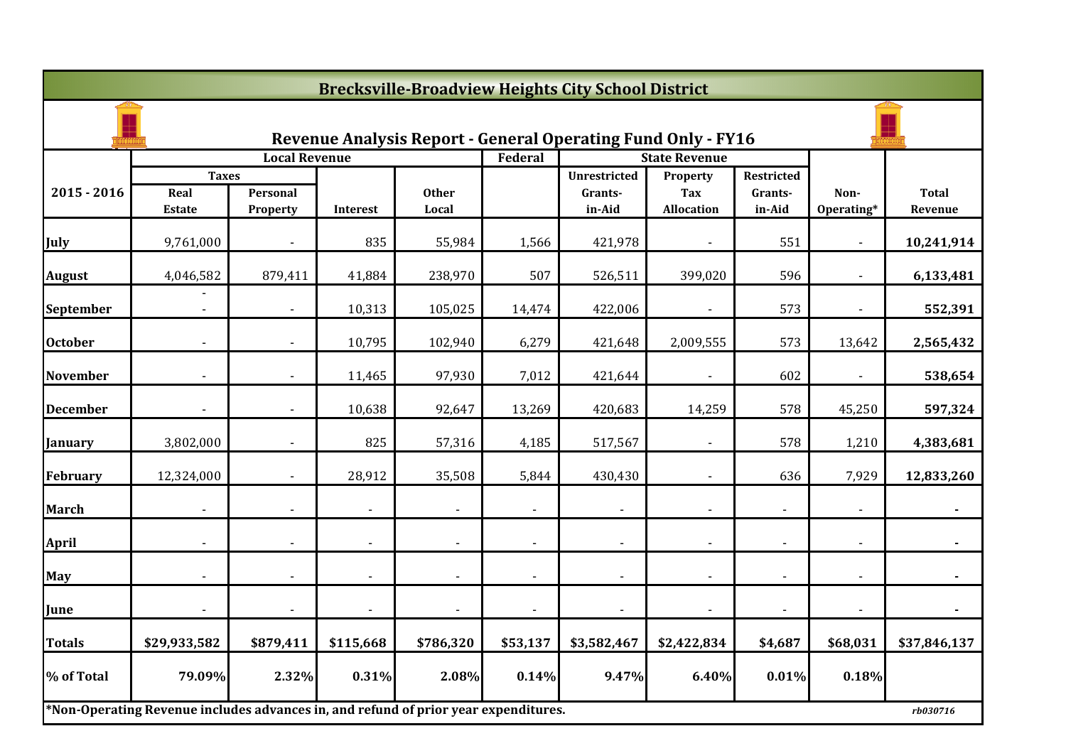# Brecksville-Broadview Heights City School District

## Revenue Analysis Report - General Operating Fund Only - FY16

| 2015 - 2016 | Local Revenue | | | | Federal | State Revenue | | | Non-Operating* | Total Revenue |
|---|---|---|---|---|---|---|---|---|---|---|
| | Taxes | | Interest | Other Local | | Unrestricted Grants-in-Aid | Property Tax Allocation | Restricted Grants-in-Aid | | |
| | Real Estate | Personal Property | | | | | | | | |
| July | 9,761,000 | - | 835 | 55,984 | 1,566 | 421,978 | - | 551 | - | 10,241,914 |
| August | 4,046,582 | 879,411 | 41,884 | 238,970 | 507 | 526,511 | 399,020 | 596 | - | 6,133,481 |
| September | - - | - | 10,313 | 105,025 | 14,474 | 422,006 | - | 573 | - | 552,391 |
| October | - | - | 10,795 | 102,940 | 6,279 | 421,648 | 2,009,555 | 573 | 13,642 | 2,565,432 |
| November | - | - | 11,465 | 97,930 | 7,012 | 421,644 | - | 602 | - | 538,654 |
| December | - | - | 10,638 | 92,647 | 13,269 | 420,683 | 14,259 | 578 | 45,250 | 597,324 |
| January | 3,802,000 | - | 825 | 57,316 | 4,185 | 517,567 | - | 578 | 1,210 | 4,383,681 |
| February | 12,324,000 | - | 28,912 | 35,508 | 5,844 | 430,430 | - | 636 | 7,929 | 12,833,260 |
| March | - | - | - | - | - | - | - | - | - | - |
| April | - | - | - | - | - | - | - | - | - | - |
| May | - | - | - | - | - | - | - | - | - | - |
| June | - | - | - | - | - | - | - | - | - | - |
| **Totals** | **$29,933,582** | **$879,411** | **$115,668** | **$786,320** | **$53,137** | **$3,582,467** | **$2,422,834** | **$4,687** | **$68,031** | **$37,846,137** |
| **% of Total** | **79.09%** | **2.32%** | **0.31%** | **2.08%** | **0.14%** | **9.47%** | **6.40%** | **0.01%** | **0.18%** | |

**\*Non-Operating Revenue includes advances in, and refund of prior year expenditures.**

*rb030716*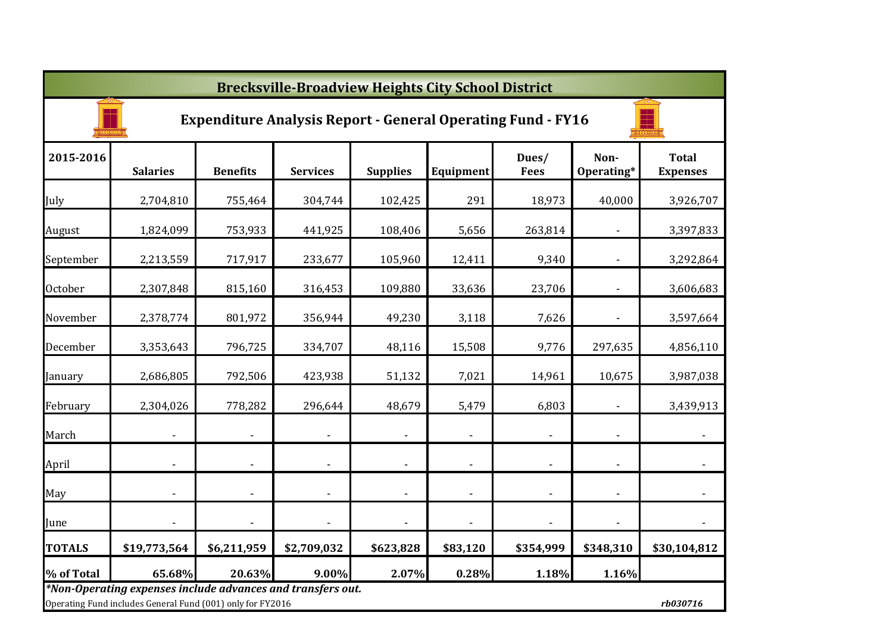# Brecksville-Broadview Heights City School District

## Expenditure Analysis Report - General Operating Fund - FY16

| 2015-2016 | Salaries | Benefits | Services | Supplies | Equipment | Dues/ Fees | Non-Operating* | Total Expenses |
|---|---|---|---|---|---|---|---|---|
| July | 2,704,810 | 755,464 | 304,744 | 102,425 | 291 | 18,973 | 40,000 | 3,926,707 |
| August | 1,824,099 | 753,933 | 441,925 | 108,406 | 5,656 | 263,814 | - | 3,397,833 |
| September | 2,213,559 | 717,917 | 233,677 | 105,960 | 12,411 | 9,340 | - | 3,292,864 |
| October | 2,307,848 | 815,160 | 316,453 | 109,880 | 33,636 | 23,706 | - | 3,606,683 |
| November | 2,378,774 | 801,972 | 356,944 | 49,230 | 3,118 | 7,626 | - | 3,597,664 |
| December | 3,353,643 | 796,725 | 334,707 | 48,116 | 15,508 | 9,776 | 297,635 | 4,856,110 |
| January | 2,686,805 | 792,506 | 423,938 | 51,132 | 7,021 | 14,961 | 10,675 | 3,987,038 |
| February | 2,304,026 | 778,282 | 296,644 | 48,679 | 5,479 | 6,803 | - | 3,439,913 |
| March | - | - | - | - | - | - | - | - |
| April | - | - | - | - | - | - | - | - |
| May | - | - | - | - | - | - | - | - |
| June | - | - | - | - | - | - | - | - |
| **TOTALS** | **$19,773,564** | **$6,211,959** | **$2,709,032** | **$623,828** | **$83,120** | **$354,999** | **$348,310** | **$30,104,812** |
| **% of Total** | **65.68%** | **20.63%** | **9.00%** | **2.07%** | **0.28%** | **1.18%** | **1.16%** | |

***Non-Operating expenses include advances and transfers out.***

Operating Fund includes General Fund (001) only for FY2016

*rb030716*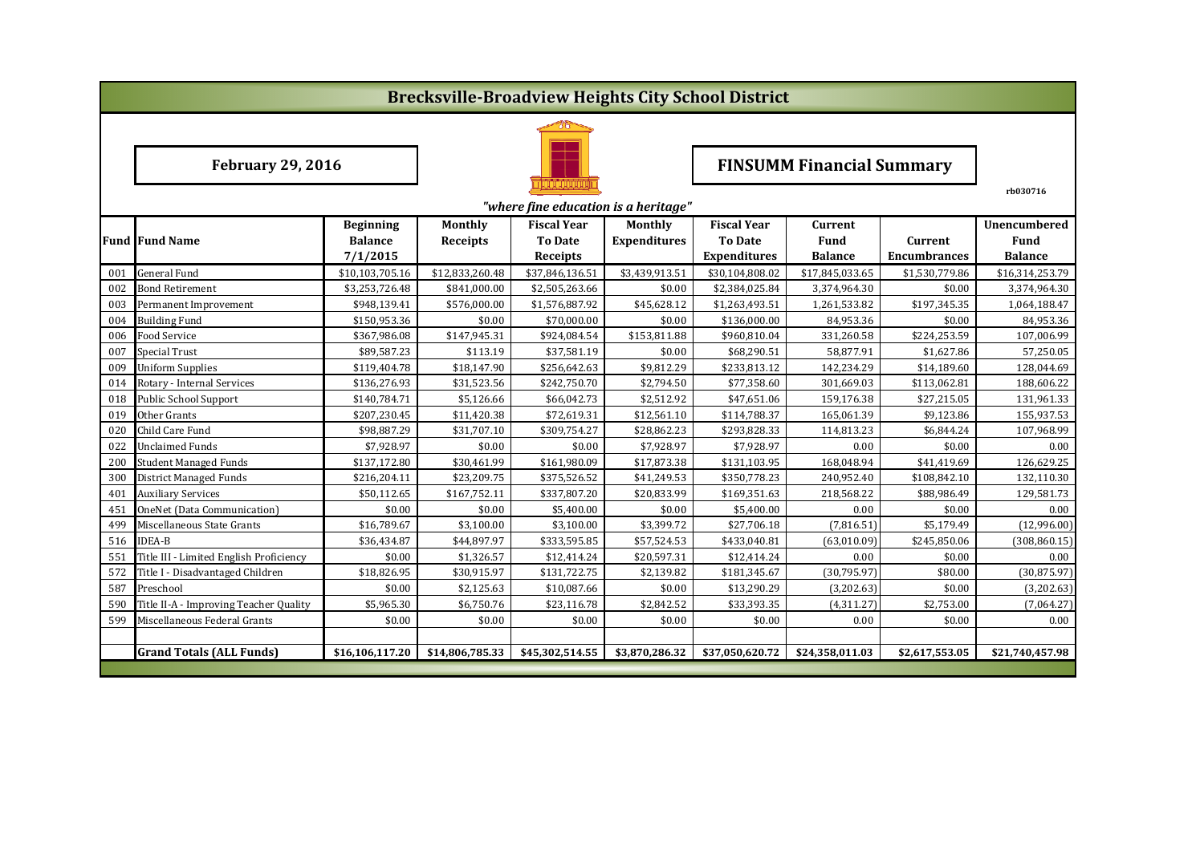# Brecksville-Broadview Heights City School District

**February 29, 2016**

## FINSUMM Financial Summary

rb030716

*"where fine education is a heritage"*

| Fund | Fund Name | Beginning Balance 7/1/2015 | Monthly Receipts | Fiscal Year To Date Receipts | Monthly Expenditures | Fiscal Year To Date Expenditures | Current Fund Balance | Current Encumbrances | Unencumbered Fund Balance |
|---|---|---|---|---|---|---|---|---|---|
| 001 | General Fund | $10,103,705.16 | $12,833,260.48 | $37,846,136.51 | $3,439,913.51 | $30,104,808.02 | $17,845,033.65 | $1,530,779.86 | $16,314,253.79 |
| 002 | Bond Retirement | $3,253,726.48 | $841,000.00 | $2,505,263.66 | $0.00 | $2,384,025.84 | 3,374,964.30 | $0.00 | 3,374,964.30 |
| 003 | Permanent Improvement | $948,139.41 | $576,000.00 | $1,576,887.92 | $45,628.12 | $1,263,493.51 | 1,261,533.82 | $197,345.35 | 1,064,188.47 |
| 004 | Building Fund | $150,953.36 | $0.00 | $70,000.00 | $0.00 | $136,000.00 | 84,953.36 | $0.00 | 84,953.36 |
| 006 | Food Service | $367,986.08 | $147,945.31 | $924,084.54 | $153,811.88 | $960,810.04 | 331,260.58 | $224,253.59 | 107,006.99 |
| 007 | Special Trust | $89,587.23 | $113.19 | $37,581.19 | $0.00 | $68,290.51 | 58,877.91 | $1,627.86 | 57,250.05 |
| 009 | Uniform Supplies | $119,404.78 | $18,147.90 | $256,642.63 | $9,812.29 | $233,813.12 | 142,234.29 | $14,189.60 | 128,044.69 |
| 014 | Rotary - Internal Services | $136,276.93 | $31,523.56 | $242,750.70 | $2,794.50 | $77,358.60 | 301,669.03 | $113,062.81 | 188,606.22 |
| 018 | Public School Support | $140,784.71 | $5,126.66 | $66,042.73 | $2,512.92 | $47,651.06 | 159,176.38 | $27,215.05 | 131,961.33 |
| 019 | Other Grants | $207,230.45 | $11,420.38 | $72,619.31 | $12,561.10 | $114,788.37 | 165,061.39 | $9,123.86 | 155,937.53 |
| 020 | Child Care Fund | $98,887.29 | $31,707.10 | $309,754.27 | $28,862.23 | $293,828.33 | 114,813.23 | $6,844.24 | 107,968.99 |
| 022 | Unclaimed Funds | $7,928.97 | $0.00 | $0.00 | $7,928.97 | $7,928.97 | 0.00 | $0.00 | 0.00 |
| 200 | Student Managed Funds | $137,172.80 | $30,461.99 | $161,980.09 | $17,873.38 | $131,103.95 | 168,048.94 | $41,419.69 | 126,629.25 |
| 300 | District Managed Funds | $216,204.11 | $23,209.75 | $375,526.52 | $41,249.53 | $350,778.23 | 240,952.40 | $108,842.10 | 132,110.30 |
| 401 | Auxiliary Services | $50,112.65 | $167,752.11 | $337,807.20 | $20,833.99 | $169,351.63 | 218,568.22 | $88,986.49 | 129,581.73 |
| 451 | OneNet (Data Communication) | $0.00 | $0.00 | $5,400.00 | $0.00 | $5,400.00 | 0.00 | $0.00 | 0.00 |
| 499 | Miscellaneous State Grants | $16,789.67 | $3,100.00 | $3,100.00 | $3,399.72 | $27,706.18 | (7,816.51) | $5,179.49 | (12,996.00) |
| 516 | IDEA-B | $36,434.87 | $44,897.97 | $333,595.85 | $57,524.53 | $433,040.81 | (63,010.09) | $245,850.06 | (308,860.15) |
| 551 | Title III - Limited English Proficiency | $0.00 | $1,326.57 | $12,414.24 | $20,597.31 | $12,414.24 | 0.00 | $0.00 | 0.00 |
| 572 | Title I - Disadvantaged Children | $18,826.95 | $30,915.97 | $131,722.75 | $2,139.82 | $181,345.67 | (30,795.97) | $80.00 | (30,875.97) |
| 587 | Preschool | $0.00 | $2,125.63 | $10,087.66 | $0.00 | $13,290.29 | (3,202.63) | $0.00 | (3,202.63) |
| 590 | Title II-A - Improving Teacher Quality | $5,965.30 | $6,750.76 | $23,116.78 | $2,842.52 | $33,393.35 | (4,311.27) | $2,753.00 | (7,064.27) |
| 599 | Miscellaneous Federal Grants | $0.00 | $0.00 | $0.00 | $0.00 | $0.00 | 0.00 | $0.00 | 0.00 |
| | | | | | | | | | |
| | **Grand Totals (ALL Funds)** | **$16,106,117.20** | **$14,806,785.33** | **$45,302,514.55** | **$3,870,286.32** | **$37,050,620.72** | **$24,358,011.03** | **$2,617,553.05** | **$21,740,457.98** |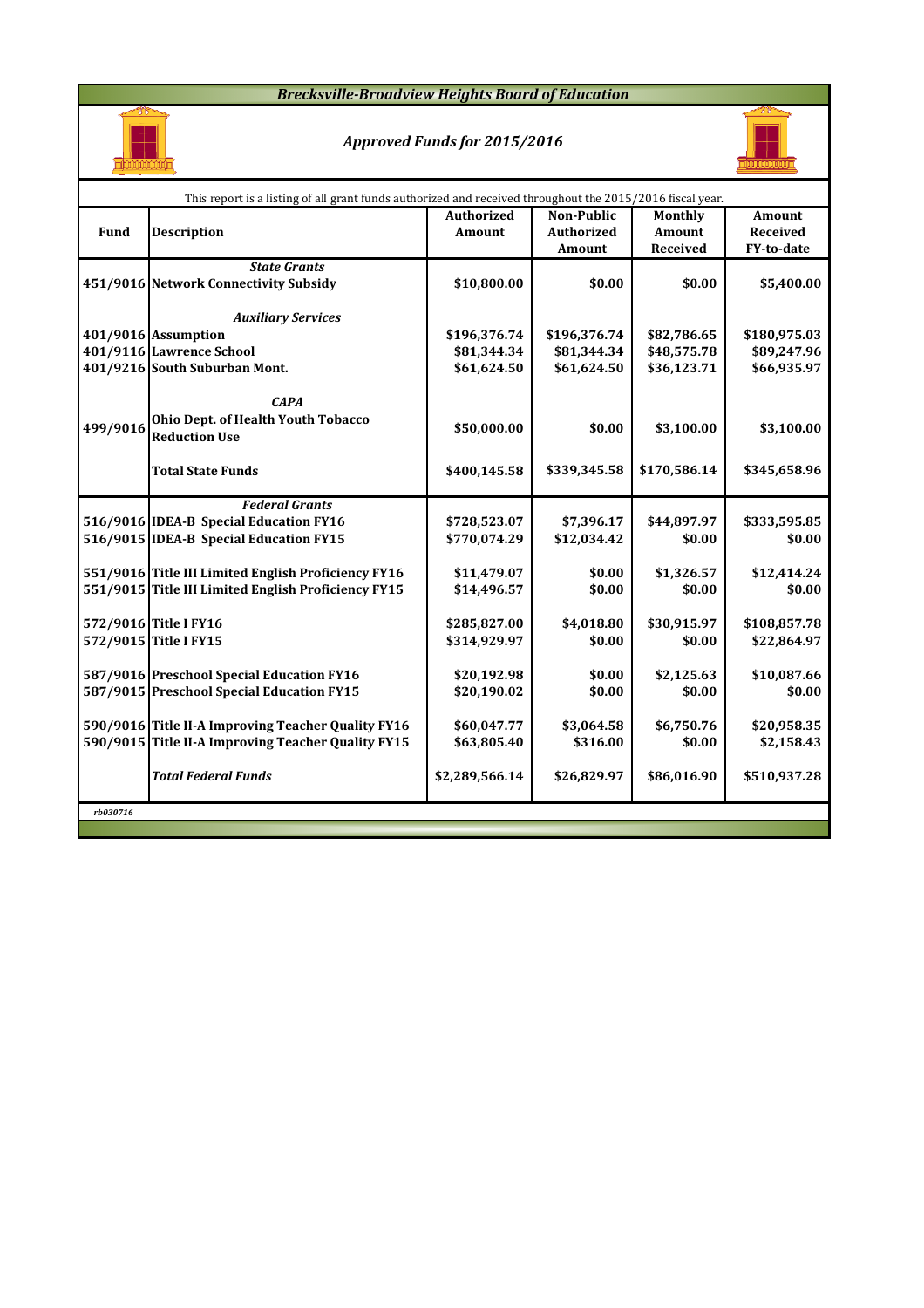# Brecksville-Broadview Heights Board of Education

## Approved Funds for 2015/2016

This report is a listing of all grant funds authorized and received throughout the 2015/2016 fiscal year.

| Fund | Description | Authorized Amount | Non-Public Authorized Amount | Monthly Amount Received | Amount Received FY-to-date |
|---|---|---|---|---|---|
| | ***State Grants*** | | | | |
| 451/9016 | **Network Connectivity Subsidy** | **$10,800.00** | **$0.00** | **$0.00** | **$5,400.00** |
| | ***Auxiliary Services*** | | | | |
| 401/9016 | **Assumption** | **$196,376.74** | **$196,376.74** | **$82,786.65** | **$180,975.03** |
| 401/9116 | **Lawrence School** | **$81,344.34** | **$81,344.34** | **$48,575.78** | **$89,247.96** |
| 401/9216 | **South Suburban Mont.** | **$61,624.50** | **$61,624.50** | **$36,123.71** | **$66,935.97** |
| | ***CAPA*** | | | | |
| 499/9016 | **Ohio Dept. of Health Youth Tobacco Reduction Use** | **$50,000.00** | **$0.00** | **$3,100.00** | **$3,100.00** |
| | **Total State Funds** | **$400,145.58** | **$339,345.58** | **$170,586.14** | **$345,658.96** |
| | ***Federal Grants*** | | | | |
| 516/9016 | **IDEA-B Special Education FY16** | **$728,523.07** | **$7,396.17** | **$44,897.97** | **$333,595.85** |
| 516/9015 | **IDEA-B Special Education FY15** | **$770,074.29** | **$12,034.42** | **$0.00** | **$0.00** |
| 551/9016 | **Title III Limited English Proficiency FY16** | **$11,479.07** | **$0.00** | **$1,326.57** | **$12,414.24** |
| 551/9015 | **Title III Limited English Proficiency FY15** | **$14,496.57** | **$0.00** | **$0.00** | **$0.00** |
| 572/9016 | **Title I FY16** | **$285,827.00** | **$4,018.80** | **$30,915.97** | **$108,857.78** |
| 572/9015 | **Title I FY15** | **$314,929.97** | **$0.00** | **$0.00** | **$22,864.97** |
| 587/9016 | **Preschool Special Education FY16** | **$20,192.98** | **$0.00** | **$2,125.63** | **$10,087.66** |
| 587/9015 | **Preschool Special Education FY15** | **$20,190.02** | **$0.00** | **$0.00** | **$0.00** |
| 590/9016 | **Title II-A Improving Teacher Quality FY16** | **$60,047.77** | **$3,064.58** | **$6,750.76** | **$20,958.35** |
| 590/9015 | **Title II-A Improving Teacher Quality FY15** | **$63,805.40** | **$316.00** | **$0.00** | **$2,158.43** |
| | ***Total Federal Funds*** | **$2,289,566.14** | **$26,829.97** | **$86,016.90** | **$510,937.28** |

*rb030716*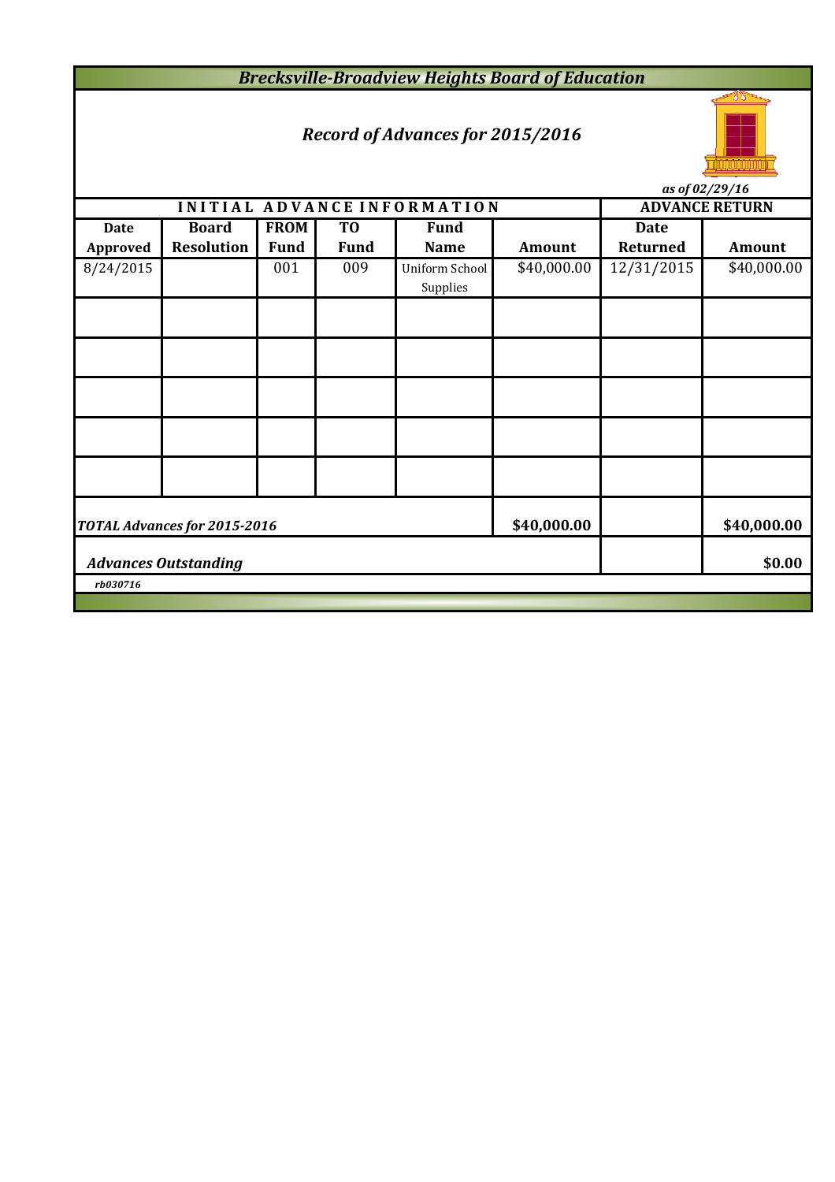# *Brecksville-Broadview Heights Board of Education*

## *Record of Advances for 2015/2016*

*as of 02/29/16*

| INITIAL ADVANCE INFORMATION | | | | | | ADVANCE RETURN | |
|---|---|---|---|---|---|---|---|
| **Date Approved** | **Board Resolution** | **FROM Fund** | **TO Fund** | **Fund Name** | **Amount** | **Date Returned** | **Amount** |
| 8/24/2015 | | 001 | 009 | Uniform School Supplies | $40,000.00 | 12/31/2015 | $40,000.00 |
| | | | | | | | |
| | | | | | | | |
| | | | | | | | |
| | | | | | | | |
| | | | | | | | |
| ***TOTAL Advances for 2015-2016*** | | | | | **$40,000.00** | | **$40,000.00** |
| ***Advances Outstanding*** | | | | | | | **$0.00** |

*rb030716*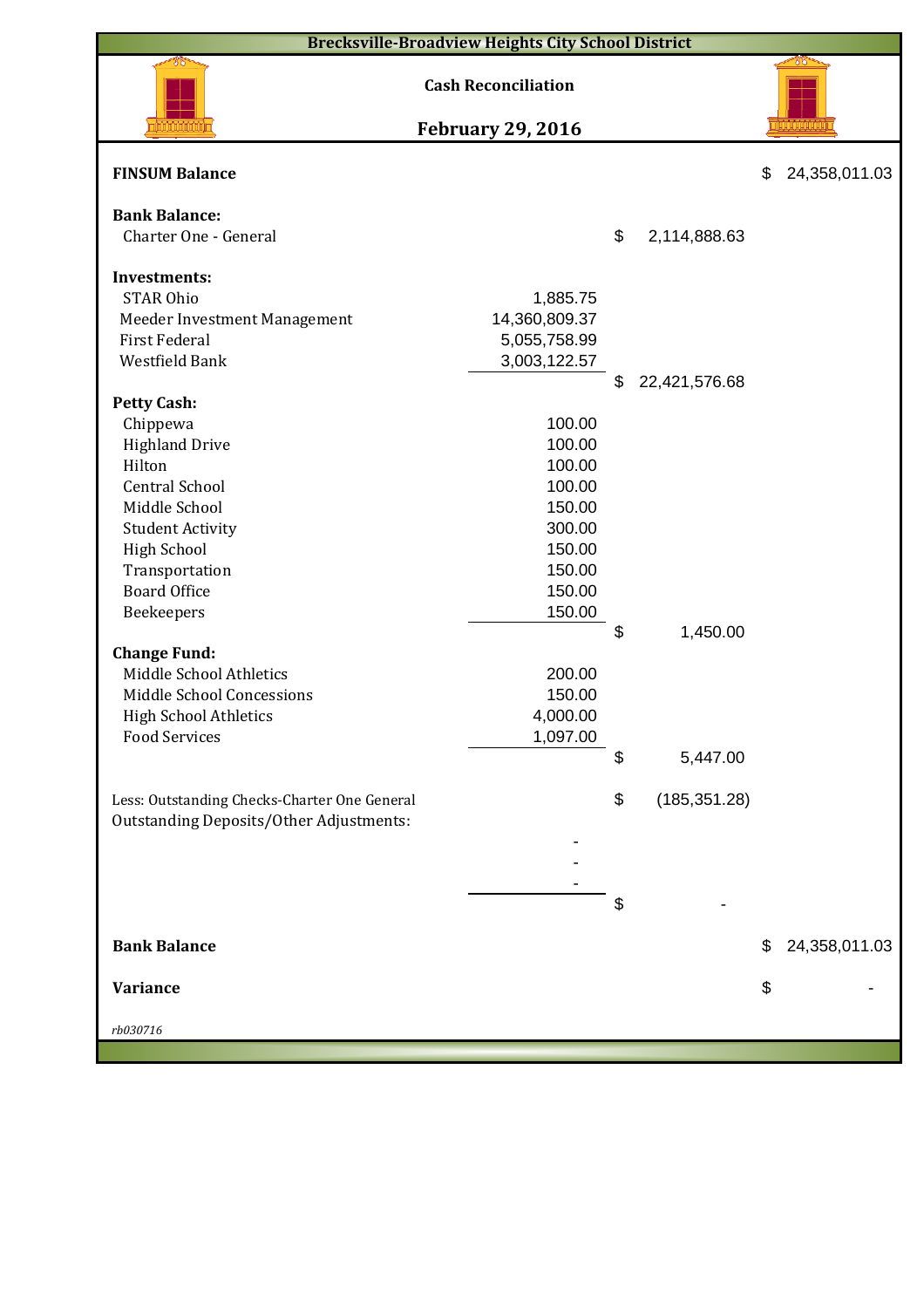# Brecksville-Broadview Heights City School District

## Cash Reconciliation

## February 29, 2016

| | | | |
|---|---|---|---|
| **FINSUM Balance** | | | $ 24,358,011.03 |
| **Bank Balance:** | | | |
| Charter One - General | | $ 2,114,888.63 | |
| **Investments:** | | | |
| STAR Ohio | 1,885.75 | | |
| Meeder Investment Management | 14,360,809.37 | | |
| First Federal | 5,055,758.99 | | |
| Westfield Bank | 3,003,122.57 | | |
| | | $ 22,421,576.68 | |
| **Petty Cash:** | | | |
| Chippewa | 100.00 | | |
| Highland Drive | 100.00 | | |
| Hilton | 100.00 | | |
| Central School | 100.00 | | |
| Middle School | 150.00 | | |
| Student Activity | 300.00 | | |
| High School | 150.00 | | |
| Transportation | 150.00 | | |
| Board Office | 150.00 | | |
| Beekeepers | 150.00 | | |
| | | $ 1,450.00 | |
| **Change Fund:** | | | |
| Middle School Athletics | 200.00 | | |
| Middle School Concessions | 150.00 | | |
| High School Athletics | 4,000.00 | | |
| Food Services | 1,097.00 | | |
| | | $ 5,447.00 | |
| Less: Outstanding Checks-Charter One General | | $ (185,351.28) | |
| Outstanding Deposits/Other Adjustments: | | | |
| | - | | |
| | - | | |
| | - | | |
| | | $ - | |
| **Bank Balance** | | | $ 24,358,011.03 |
| **Variance** | | | $ - |

*rb030716*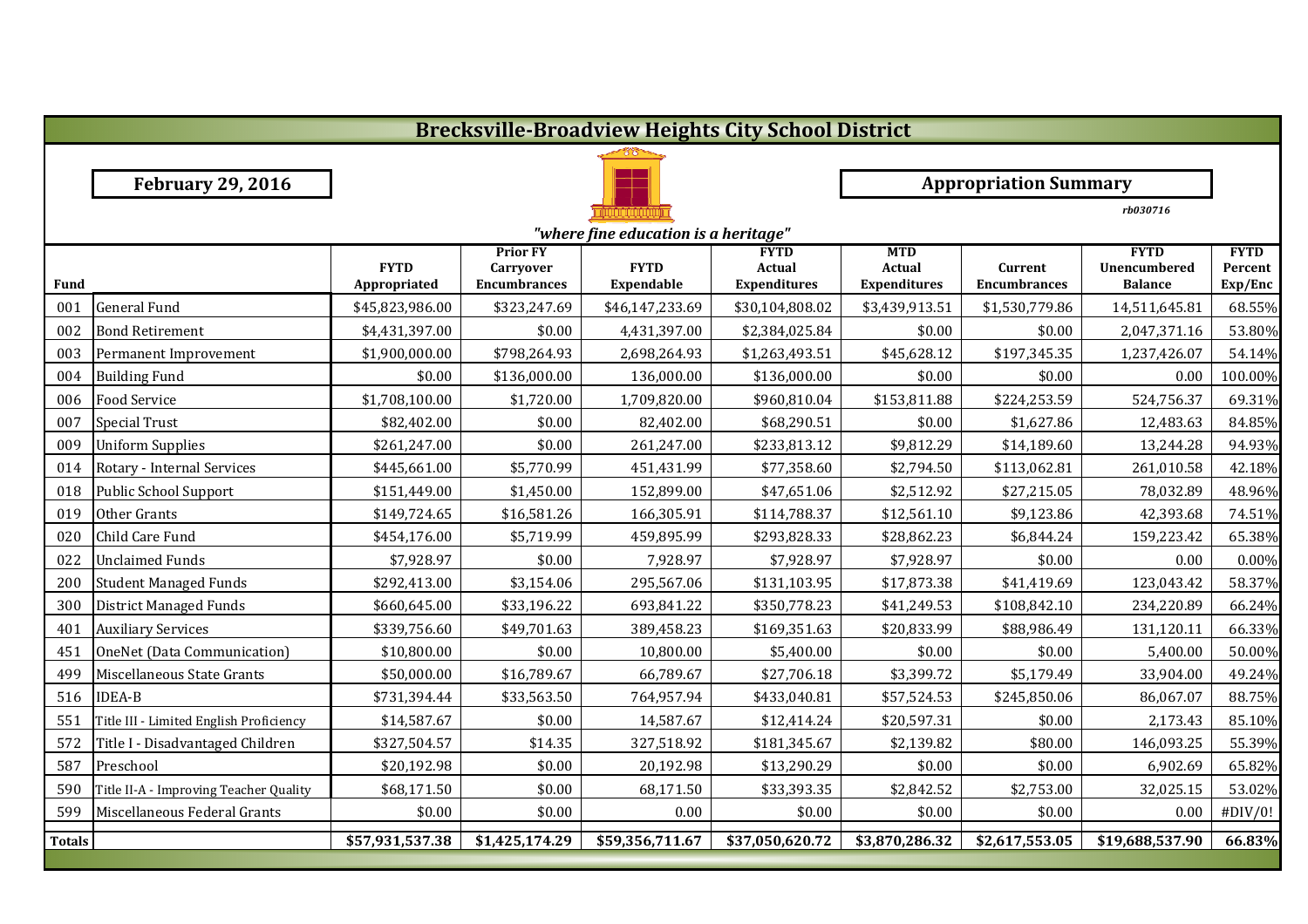# Brecksville-Broadview Heights City School District

**February 29, 2016**

**Appropriation Summary**

*rb030716*

*"where fine education is a heritage"*

| Fund | | FYTD Appropriated | Prior FY Carryover Encumbrances | FYTD Expendable | FYTD Actual Expenditures | MTD Actual Expenditures | Current Encumbrances | FYTD Unencumbered Balance | FYTD Percent Exp/Enc |
|---|---|---|---|---|---|---|---|---|---|
| 001 | General Fund | $45,823,986.00 | $323,247.69 | $46,147,233.69 | $30,104,808.02 | $3,439,913.51 | $1,530,779.86 | 14,511,645.81 | 68.55% |
| 002 | Bond Retirement | $4,431,397.00 | $0.00 | 4,431,397.00 | $2,384,025.84 | $0.00 | $0.00 | 2,047,371.16 | 53.80% |
| 003 | Permanent Improvement | $1,900,000.00 | $798,264.93 | 2,698,264.93 | $1,263,493.51 | $45,628.12 | $197,345.35 | 1,237,426.07 | 54.14% |
| 004 | Building Fund | $0.00 | $136,000.00 | 136,000.00 | $136,000.00 | $0.00 | $0.00 | 0.00 | 100.00% |
| 006 | Food Service | $1,708,100.00 | $1,720.00 | 1,709,820.00 | $960,810.04 | $153,811.88 | $224,253.59 | 524,756.37 | 69.31% |
| 007 | Special Trust | $82,402.00 | $0.00 | 82,402.00 | $68,290.51 | $0.00 | $1,627.86 | 12,483.63 | 84.85% |
| 009 | Uniform Supplies | $261,247.00 | $0.00 | 261,247.00 | $233,813.12 | $9,812.29 | $14,189.60 | 13,244.28 | 94.93% |
| 014 | Rotary - Internal Services | $445,661.00 | $5,770.99 | 451,431.99 | $77,358.60 | $2,794.50 | $113,062.81 | 261,010.58 | 42.18% |
| 018 | Public School Support | $151,449.00 | $1,450.00 | 152,899.00 | $47,651.06 | $2,512.92 | $27,215.05 | 78,032.89 | 48.96% |
| 019 | Other Grants | $149,724.65 | $16,581.26 | 166,305.91 | $114,788.37 | $12,561.10 | $9,123.86 | 42,393.68 | 74.51% |
| 020 | Child Care Fund | $454,176.00 | $5,719.99 | 459,895.99 | $293,828.33 | $28,862.23 | $6,844.24 | 159,223.42 | 65.38% |
| 022 | Unclaimed Funds | $7,928.97 | $0.00 | 7,928.97 | $7,928.97 | $7,928.97 | $0.00 | 0.00 | 0.00% |
| 200 | Student Managed Funds | $292,413.00 | $3,154.06 | 295,567.06 | $131,103.95 | $17,873.38 | $41,419.69 | 123,043.42 | 58.37% |
| 300 | District Managed Funds | $660,645.00 | $33,196.22 | 693,841.22 | $350,778.23 | $41,249.53 | $108,842.10 | 234,220.89 | 66.24% |
| 401 | Auxiliary Services | $339,756.60 | $49,701.63 | 389,458.23 | $169,351.63 | $20,833.99 | $88,986.49 | 131,120.11 | 66.33% |
| 451 | OneNet (Data Communication) | $10,800.00 | $0.00 | 10,800.00 | $5,400.00 | $0.00 | $0.00 | 5,400.00 | 50.00% |
| 499 | Miscellaneous State Grants | $50,000.00 | $16,789.67 | 66,789.67 | $27,706.18 | $3,399.72 | $5,179.49 | 33,904.00 | 49.24% |
| 516 | IDEA-B | $731,394.44 | $33,563.50 | 764,957.94 | $433,040.81 | $57,524.53 | $245,850.06 | 86,067.07 | 88.75% |
| 551 | Title III - Limited English Proficiency | $14,587.67 | $0.00 | 14,587.67 | $12,414.24 | $20,597.31 | $0.00 | 2,173.43 | 85.10% |
| 572 | Title I - Disadvantaged Children | $327,504.57 | $14.35 | 327,518.92 | $181,345.67 | $2,139.82 | $80.00 | 146,093.25 | 55.39% |
| 587 | Preschool | $20,192.98 | $0.00 | 20,192.98 | $13,290.29 | $0.00 | $0.00 | 6,902.69 | 65.82% |
| 590 | Title II-A - Improving Teacher Quality | $68,171.50 | $0.00 | 68,171.50 | $33,393.35 | $2,842.52 | $2,753.00 | 32,025.15 | 53.02% |
| 599 | Miscellaneous Federal Grants | $0.00 | $0.00 | 0.00 | $0.00 | $0.00 | $0.00 | 0.00 | #DIV/0! |
| **Totals** | | **$57,931,537.38** | **$1,425,174.29** | **$59,356,711.67** | **$37,050,620.72** | **$3,870,286.32** | **$2,617,553.05** | **$19,688,537.90** | **66.83%** |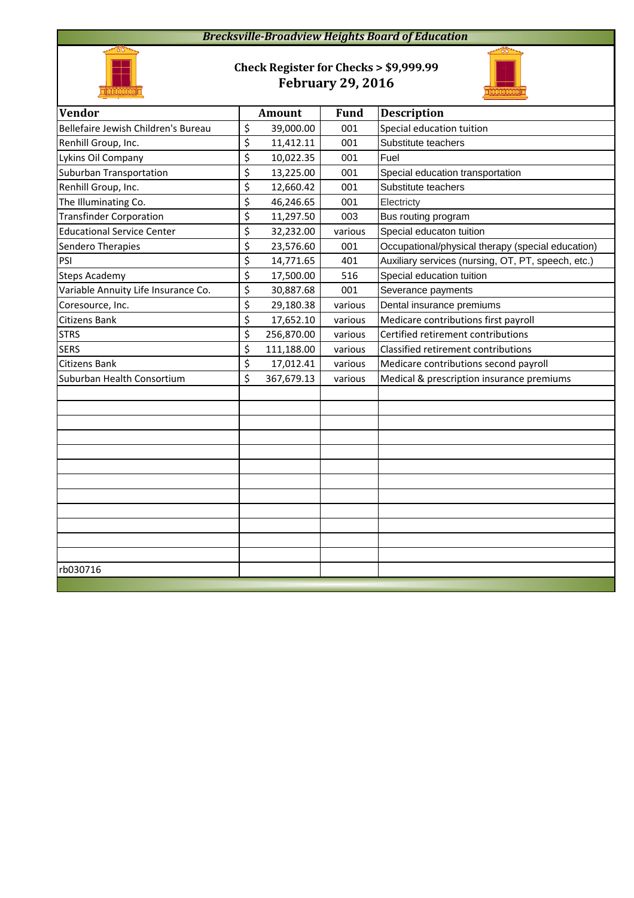***Brecksville-Broadview Heights Board of Education***

**Check Register for Checks > $9,999.99**
**February 29, 2016**

| Vendor | Amount | Fund | Description |
|---|---|---|---|
| Bellefaire Jewish Children's Bureau | $ 39,000.00 | 001 | Special education tuition |
| Renhill Group, Inc. | $ 11,412.11 | 001 | Substitute teachers |
| Lykins Oil Company | $ 10,022.35 | 001 | Fuel |
| Suburban Transportation | $ 13,225.00 | 001 | Special education transportation |
| Renhill Group, Inc. | $ 12,660.42 | 001 | Substitute teachers |
| The Illuminating Co. | $ 46,246.65 | 001 | Electricty |
| Transfinder Corporation | $ 11,297.50 | 003 | Bus routing program |
| Educational Service Center | $ 32,232.00 | various | Special educaton tuition |
| Sendero Therapies | $ 23,576.60 | 001 | Occupational/physical therapy (special education) |
| PSI | $ 14,771.65 | 401 | Auxiliary services (nursing, OT, PT, speech, etc.) |
| Steps Academy | $ 17,500.00 | 516 | Special education tuition |
| Variable Annuity Life Insurance Co. | $ 30,887.68 | 001 | Severance payments |
| Coresource, Inc. | $ 29,180.38 | various | Dental insurance premiums |
| Citizens Bank | $ 17,652.10 | various | Medicare contributions first payroll |
| STRS | $ 256,870.00 | various | Certified retirement contributions |
| SERS | $ 111,188.00 | various | Classified retirement contributions |
| Citizens Bank | $ 17,012.41 | various | Medicare contributions second payroll |
| Suburban Health Consortium | $ 367,679.13 | various | Medical & prescription insurance premiums |

rb030716